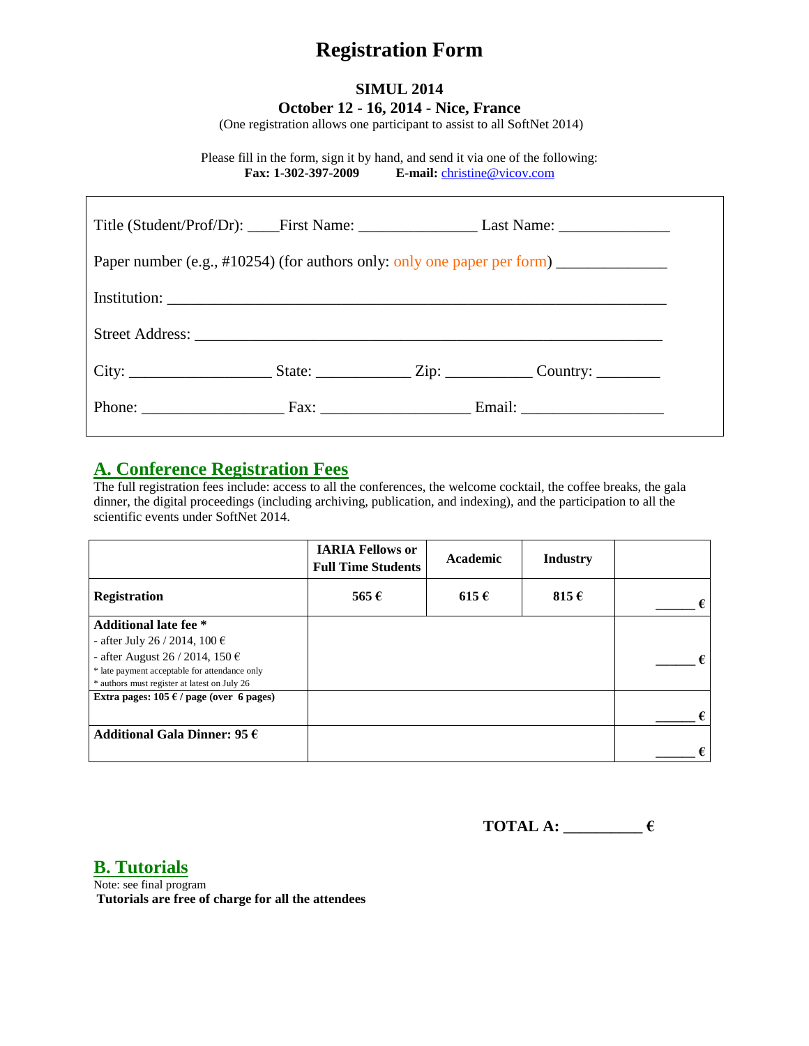# Registration Form

**SIMUL 2014**

**October 12 - 16, 2014 - Nice, France**

(One registration allows one participant to assist to all SoftNet 2014)

Please fill in the form, sign it by hand, and send it via one of the following:

**Fax: 1-302-397-2009** **E-mail:** christine@vicov.com

Title (Student/Prof/Dr): ____First Name: _______________ Last Name: ______________

Paper number (e.g., #10254) (for authors only: only one paper per form) ______________

Institution: _________________________________________________________________

Street Address: ____________________________________________________________

City: __________________ State: ____________ Zip: ___________ Country: ________

Phone: __________________ Fax: ___________________ Email: __________________

## A. Conference Registration Fees

The full registration fees include: access to all the conferences, the welcome cocktail, the coffee breaks, the gala dinner, the digital proceedings (including archiving, publication, and indexing), and the participation to all the scientific events under SoftNet 2014.

| | **IARIA Fellows or Full Time Students** | **Academic** | **Industry** | |
|---|---|---|---|---|
| **Registration** | **565 €** | **615 €** | **815 €** | ______ € |
| **Additional late fee \***<br>- after July 26 / 2014, 100 €<br>- after August 26 / 2014, 150 €<br>\* late payment acceptable for attendance only<br>\* authors must register at latest on July 26 | | | | ______ € |
| **Extra pages: 105 € / page (over 6 pages)** | | | | ______ € |
| **Additional Gala Dinner: 95 €** | | | | ______ € |

**TOTAL A: __________ €**

## B. Tutorials

Note: see final program

**Tutorials are free of charge for all the attendees**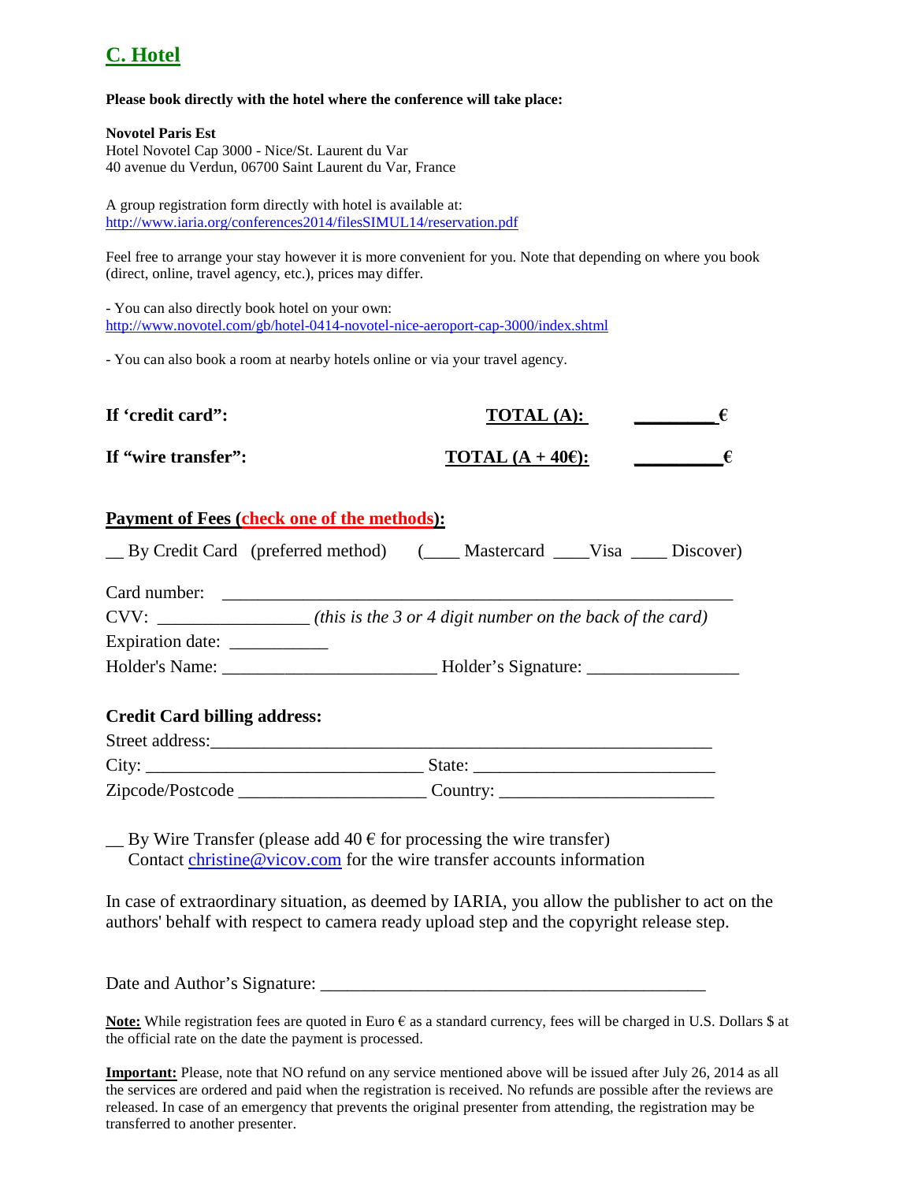## C. Hotel

**Please book directly with the hotel where the conference will take place:**

**Novotel Paris Est**
Hotel Novotel Cap 3000 - Nice/St. Laurent du Var
40 avenue du Verdun, 06700 Saint Laurent du Var, France

A group registration form directly with hotel is available at:
http://www.iaria.org/conferences2014/filesSIMUL14/reservation.pdf

Feel free to arrange your stay however it is more convenient for you. Note that depending on where you book (direct, online, travel agency, etc.), prices may differ.

- You can also directly book hotel on your own:
http://www.novotel.com/gb/hotel-0414-novotel-nice-aeroport-cap-3000/index.shtml

- You can also book a room at nearby hotels online or via your travel agency.

**If 'credit card":** **TOTAL (A):** _________€

**If "wire transfer":** **TOTAL (A + 40€):** _________€

**Payment of Fees (check one of the methods):**

__ By Credit Card (preferred method) (____ Mastercard ____Visa ____ Discover)

Card number: ___________________________________________________________

CVV: _________________ *(this is the 3 or 4 digit number on the back of the card)*

Expiration date: ___________

Holder's Name: ________________________ Holder's Signature: _________________

**Credit Card billing address:**

Street address:________________________________________________________

City: _______________________________ State: ___________________________

Zipcode/Postcode _____________________ Country: ________________________

__ By Wire Transfer (please add 40 € for processing the wire transfer)
Contact christine@vicov.com for the wire transfer accounts information

In case of extraordinary situation, as deemed by IARIA, you allow the publisher to act on the authors' behalf with respect to camera ready upload step and the copyright release step.

Date and Author's Signature: ____________________________________________

**Note:** While registration fees are quoted in Euro € as a standard currency, fees will be charged in U.S. Dollars $ at the official rate on the date the payment is processed.

**Important:** Please, note that NO refund on any service mentioned above will be issued after July 26, 2014 as all the services are ordered and paid when the registration is received. No refunds are possible after the reviews are released. In case of an emergency that prevents the original presenter from attending, the registration may be transferred to another presenter.